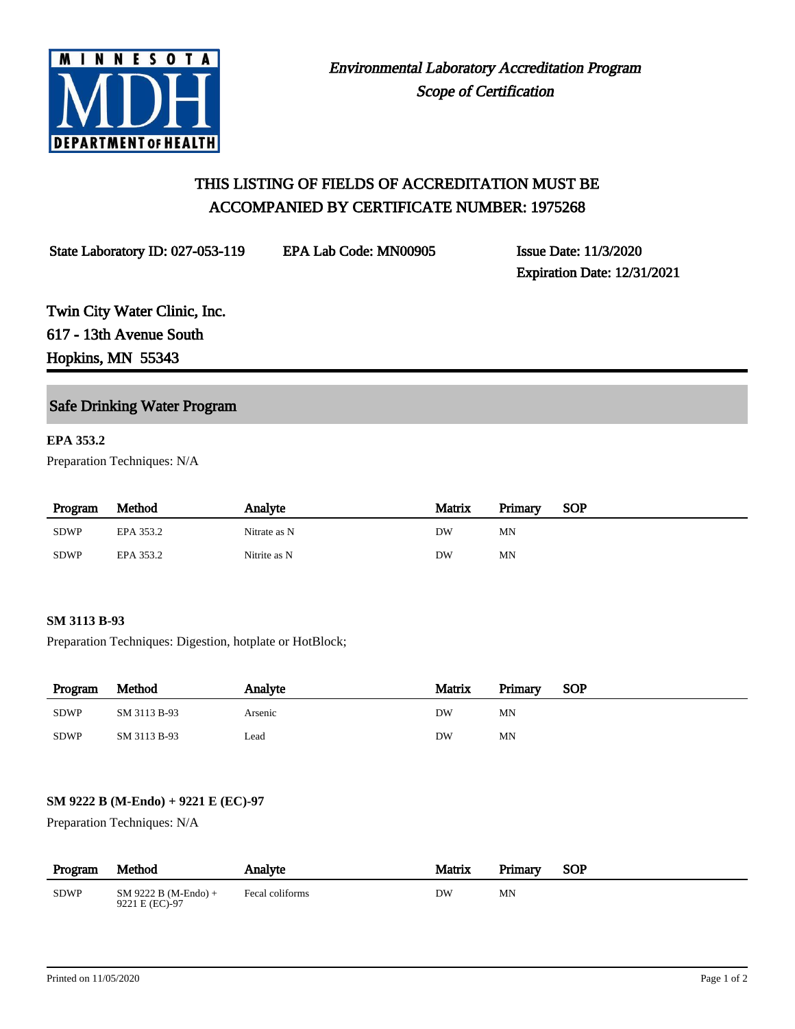MINNESOTA MDH DEPARTMENT OF HEALTH

*Environmental Laboratory Accreditation Program*
*Scope of Certification*

## THIS LISTING OF FIELDS OF ACCREDITATION MUST BE ACCOMPANIED BY CERTIFICATE NUMBER: 1975268

**State Laboratory ID: 027-053-119** **EPA Lab Code: MN00905** **Issue Date: 11/3/2020**
**Expiration Date: 12/31/2021**

**Twin City Water Clinic, Inc.**
**617 - 13th Avenue South**
**Hopkins, MN 55343**

## Safe Drinking Water Program

### EPA 353.2

Preparation Techniques: N/A

| Program | Method | Analyte | Matrix | Primary | SOP |
|---|---|---|---|---|---|
| SDWP | EPA 353.2 | Nitrate as N | DW | MN | |
| SDWP | EPA 353.2 | Nitrite as N | DW | MN | |

### SM 3113 B-93

Preparation Techniques: Digestion, hotplate or HotBlock;

| Program | Method | Analyte | Matrix | Primary | SOP |
|---|---|---|---|---|---|
| SDWP | SM 3113 B-93 | Arsenic | DW | MN | |
| SDWP | SM 3113 B-93 | Lead | DW | MN | |

### SM 9222 B (M-Endo) + 9221 E (EC)-97

Preparation Techniques: N/A

| Program | Method | Analyte | Matrix | Primary | SOP |
|---|---|---|---|---|---|
| SDWP | SM 9222 B (M-Endo) + 9221 E (EC)-97 | Fecal coliforms | DW | MN | |

Printed on 11/05/2020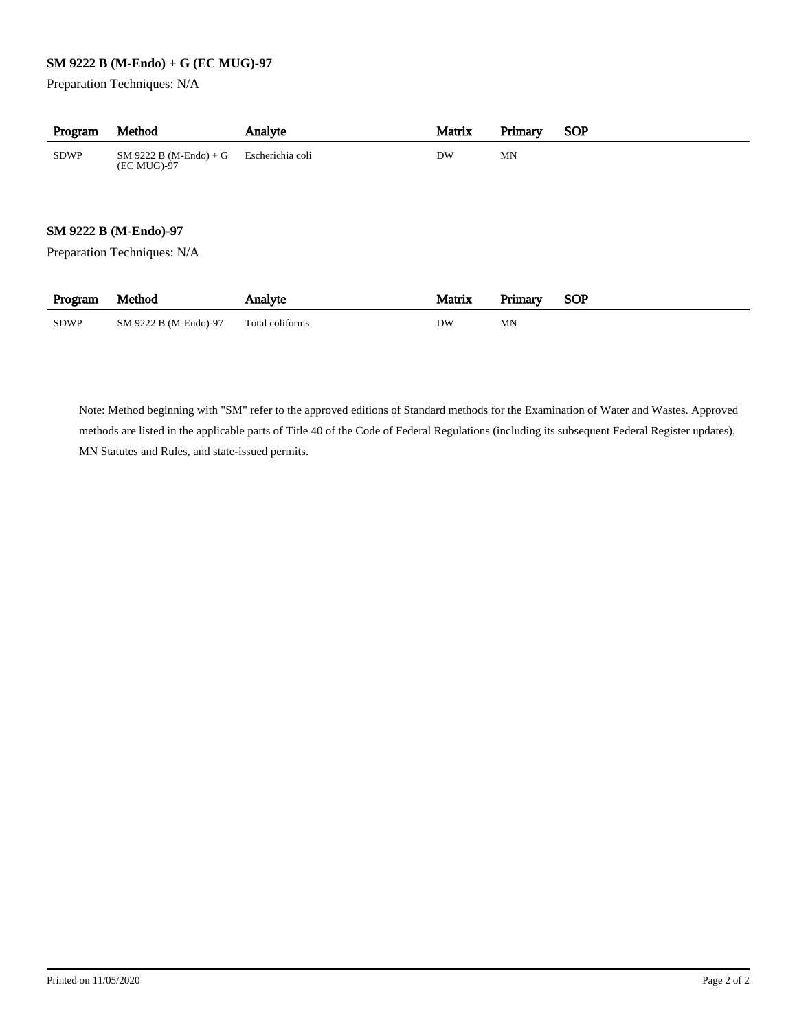**SM 9222 B (M-Endo) + G (EC MUG)-97**

Preparation Techniques: N/A

| Program | Method | Analyte | Matrix | Primary | SOP |
|---|---|---|---|---|---|
| SDWP | SM 9222 B (M-Endo) + G (EC MUG)-97 | Escherichia coli | DW | MN | |

**SM 9222 B (M-Endo)-97**

Preparation Techniques: N/A

| Program | Method | Analyte | Matrix | Primary | SOP |
|---|---|---|---|---|---|
| SDWP | SM 9222 B (M-Endo)-97 | Total coliforms | DW | MN | |

Note: Method beginning with "SM" refer to the approved editions of Standard methods for the Examination of Water and Wastes. Approved methods are listed in the applicable parts of Title 40 of the Code of Federal Regulations (including its subsequent Federal Register updates), MN Statutes and Rules, and state-issued permits.

Printed on 11/05/2020